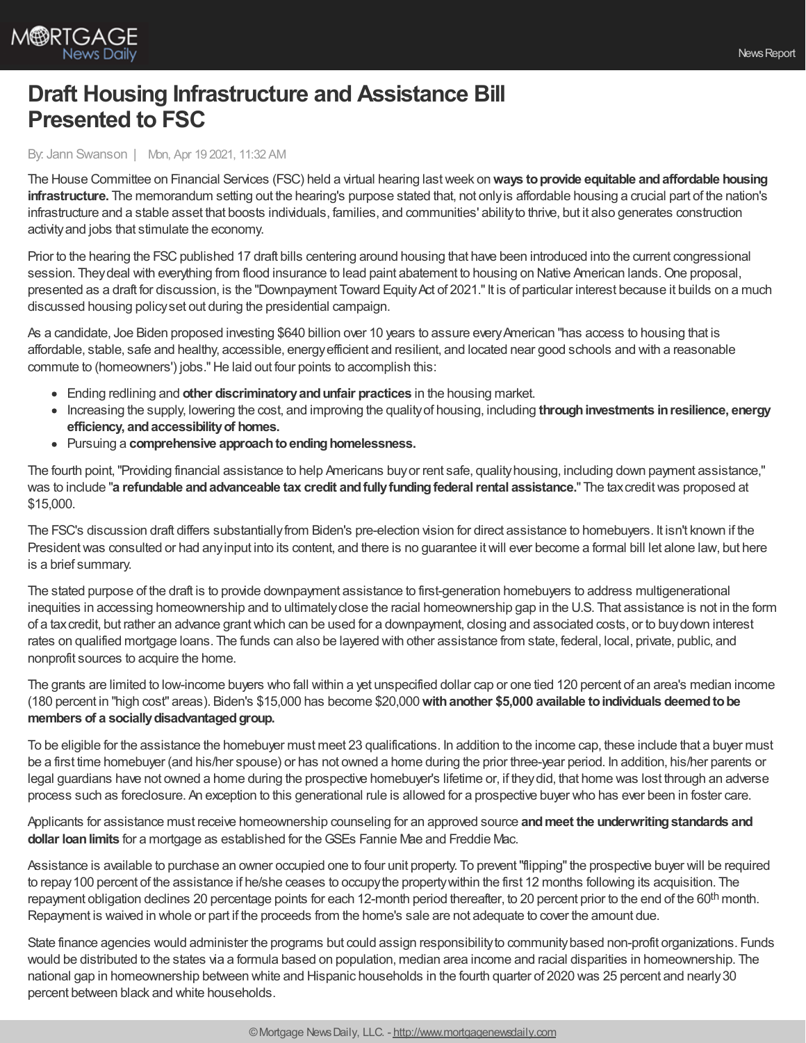# Draft Housing Infrastructure and Assistance Bill Presented to FSC

By: Jann Swanson | Mon, Apr 19 2021, 11:32 AM

The House Committee on Financial Services (FSC) held a virtual hearing last week on **ways to provide equitable and affordable housing infrastructure.** The memorandum setting out the hearing's purpose stated that, not only is affordable housing a crucial part of the nation's infrastructure and a stable asset that boosts individuals, families, and communities' ability to thrive, but it also generates construction activity and jobs that stimulate the economy.

Prior to the hearing the FSC published 17 draft bills centering around housing that have been introduced into the current congressional session. They deal with everything from flood insurance to lead paint abatement to housing on Native American lands. One proposal, presented as a draft for discussion, is the "Downpayment Toward Equity Act of 2021." It is of particular interest because it builds on a much discussed housing policy set out during the presidential campaign.

As a candidate, Joe Biden proposed investing $640 billion over 10 years to assure every American "has access to housing that is affordable, stable, safe and healthy, accessible, energy efficient and resilient, and located near good schools and with a reasonable commute to (homeowners') jobs." He laid out four points to accomplish this:

- Ending redlining and **other discriminatory and unfair practices** in the housing market.
- Increasing the supply, lowering the cost, and improving the quality of housing, including **through investments in resilience, energy efficiency, and accessibility of homes.**
- Pursuing a **comprehensive approach to ending homelessness.**

The fourth point, "Providing financial assistance to help Americans buy or rent safe, quality housing, including down payment assistance," was to include "**a refundable and advanceable tax credit and fully funding federal rental assistance.**" The tax credit was proposed at $15,000.

The FSC's discussion draft differs substantially from Biden's pre-election vision for direct assistance to homebuyers. It isn't known if the President was consulted or had any input into its content, and there is no guarantee it will ever become a formal bill let alone law, but here is a brief summary.

The stated purpose of the draft is to provide downpayment assistance to first-generation homebuyers to address multigenerational inequities in accessing homeownership and to ultimately close the racial homeownership gap in the U.S. That assistance is not in the form of a tax credit, but rather an advance grant which can be used for a downpayment, closing and associated costs, or to buy down interest rates on qualified mortgage loans. The funds can also be layered with other assistance from state, federal, local, private, public, and nonprofit sources to acquire the home.

The grants are limited to low-income buyers who fall within a yet unspecified dollar cap or one tied 120 percent of an area's median income (180 percent in "high cost" areas). Biden's $15,000 has become $20,000 **with another $5,000 available to individuals deemed to be members of a socially disadvantaged group.**

To be eligible for the assistance the homebuyer must meet 23 qualifications. In addition to the income cap, these include that a buyer must be a first time homebuyer (and his/her spouse) or has not owned a home during the prior three-year period. In addition, his/her parents or legal guardians have not owned a home during the prospective homebuyer's lifetime or, if they did, that home was lost through an adverse process such as foreclosure. An exception to this generational rule is allowed for a prospective buyer who has ever been in foster care.

Applicants for assistance must receive homeownership counseling for an approved source **and meet the underwriting standards and dollar loan limits** for a mortgage as established for the GSEs Fannie Mae and Freddie Mac.

Assistance is available to purchase an owner occupied one to four unit property. To prevent "flipping" the prospective buyer will be required to repay 100 percent of the assistance if he/she ceases to occupy the property within the first 12 months following its acquisition. The repayment obligation declines 20 percentage points for each 12-month period thereafter, to 20 percent prior to the end of the 60th month. Repayment is waived in whole or part if the proceeds from the home's sale are not adequate to cover the amount due.

State finance agencies would administer the programs but could assign responsibility to community based non-profit organizations. Funds would be distributed to the states via a formula based on population, median area income and racial disparities in homeownership. The national gap in homeownership between white and Hispanic households in the fourth quarter of 2020 was 25 percent and nearly 30 percent between black and white households.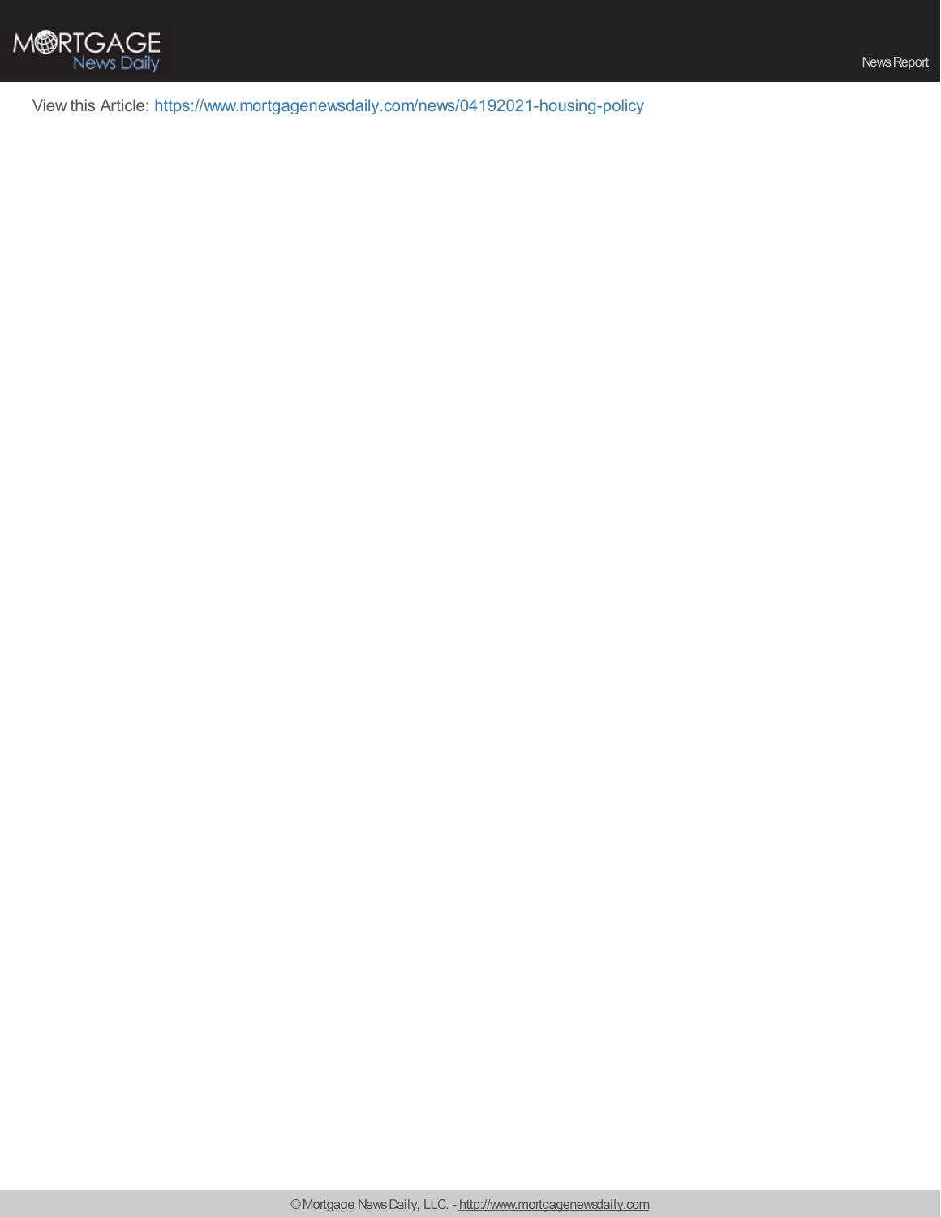View this Article: https://www.mortgagenewsdaily.com/news/04192021-housing-policy